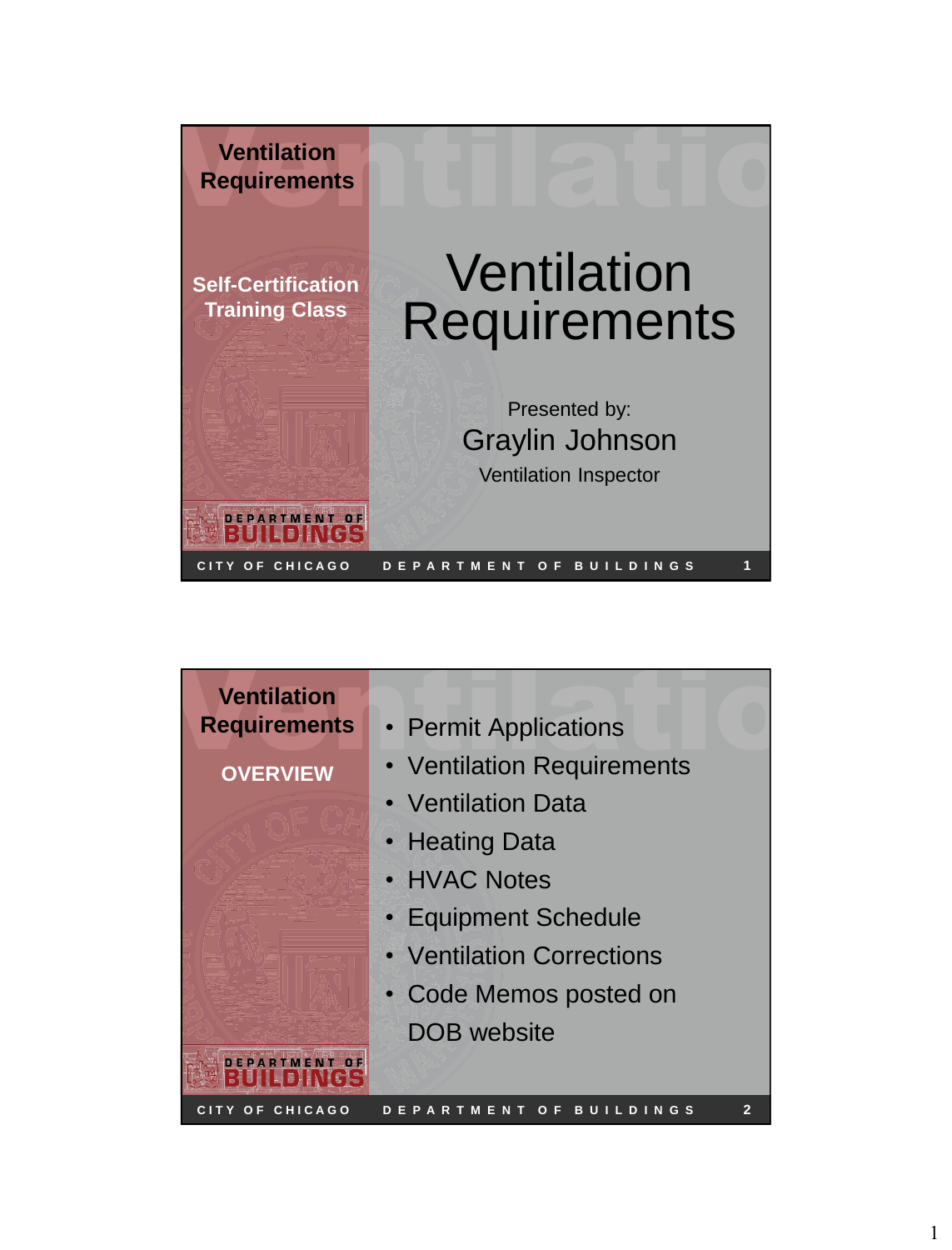## Ventilation Requirements

**Self-Certification Training Class**

# Ventilation Requirements

Presented by:

Graylin Johnson

Ventilation Inspector

DEPARTMENT OF BUILDINGS

CITY OF CHICAGO — DEPARTMENT OF BUILDINGS

---

## Ventilation Requirements

**OVERVIEW**

- Permit Applications
- Ventilation Requirements
- Ventilation Data
- Heating Data
- HVAC Notes
- Equipment Schedule
- Ventilation Corrections
- Code Memos posted on DOB website

DEPARTMENT OF BUILDINGS

CITY OF CHICAGO — DEPARTMENT OF BUILDINGS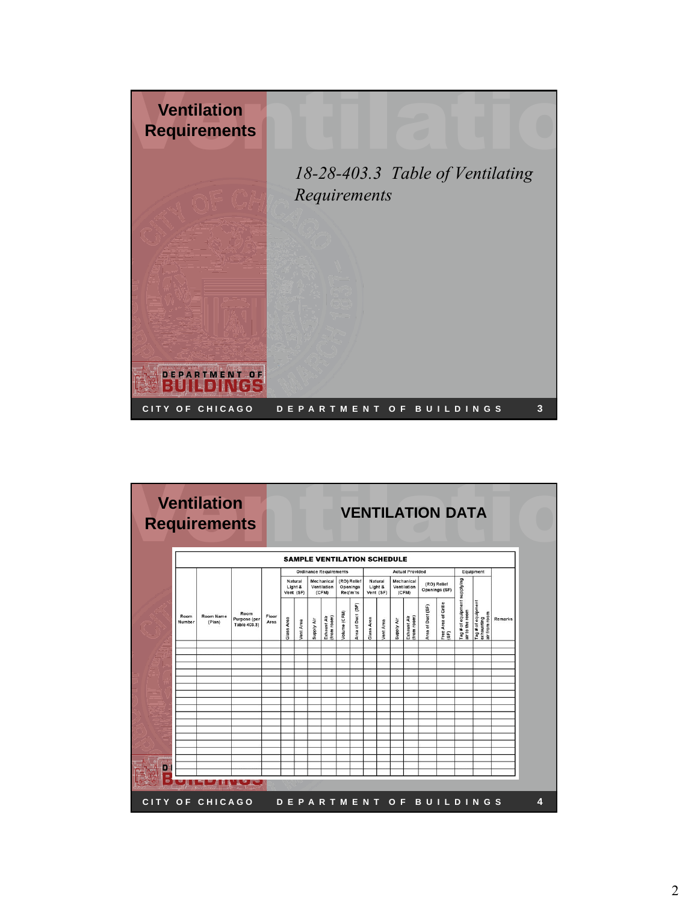## Ventilation Requirements

*18-28-403.3 Table of Ventilating Requirements*

## Ventilation Requirements

### VENTILATION DATA

**SAMPLE VENTILATION SCHEDULE**

| Room Number | Room Name (Plan) | Room Purpose (per Table 403.3) | Floor Area | Ordinance Requirements | | | | | | Actual Provided | | | | | | Equipment | | Remarks |
|---|---|---|---|---|---|---|---|---|---|---|---|---|---|---|---|---|---|---|
| | | | | Natural Light & Vent (SF) | | Mechanical Ventilation (CFM) | | (RO) Relief Openings Req'm'ts | | Natural Light & Vent (SF) | | Mechanical Ventilation (CFM) | | (RO) Relief Openings (SF) | | | | |
| | | | | Glass Area | Vent Area | Supply Air | Exhaust Air (from room) | Volume (CFM) | Area of Duct (SF) | Glass Area | Vent Area | Supply Air | Exhaust Air (from room) | Area of Duct (SF) | Free Area of Grille (SF) | Tag # of equipment supplying air to the room | Tag # of equipment exhausting air from room | |
| | | | | | | | | | | | | | | | | | | |
| | | | | | | | | | | | | | | | | | | |
| | | | | | | | | | | | | | | | | | | |
| | | | | | | | | | | | | | | | | | | |
| | | | | | | | | | | | | | | | | | | |
| | | | | | | | | | | | | | | | | | | |
| | | | | | | | | | | | | | | | | | | |
| | | | | | | | | | | | | | | | | | | |
| | | | | | | | | | | | | | | | | | | |
| | | | | | | | | | | | | | | | | | | |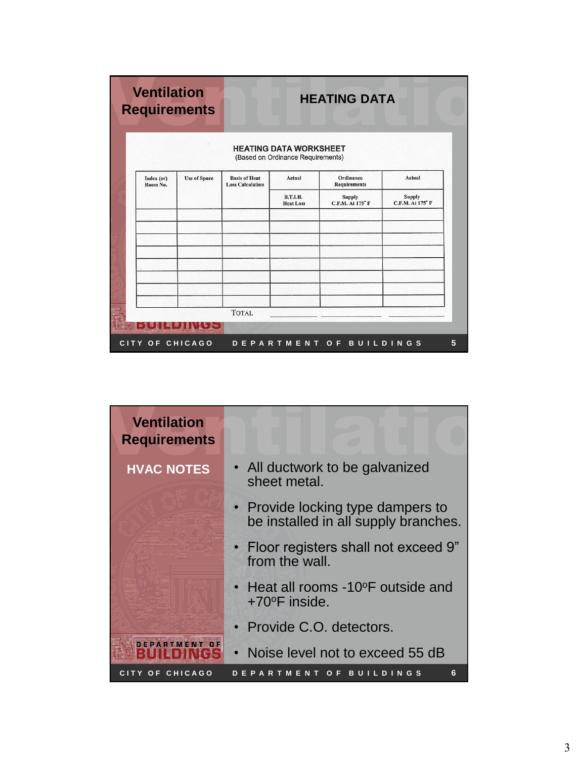## Ventilation Requirements

### HEATING DATA

**HEATING DATA WORKSHEET**
(Based on Ordinance Requirements)

| Index (or) Room No. | Use of Space | Basis of Heat Loss Calculation | Actual | Ordinance Requirements | Actual |
|---|---|---|---|---|---|
| | | | B.T.I.H. Heat Loss | Supply C.F.M. At 175° F | Supply C.F.M. At 175° F |
| | | | | | |
| | | | | | |
| | | | | | |
| | | | | | |
| | | | | | |
| | | | | | |
| | | | | | |
| | | | | | |
| | | TOTAL | | | |

## Ventilation Requirements

### HVAC NOTES

- All ductwork to be galvanized sheet metal.
- Provide locking type dampers to be installed in all supply branches.
- Floor registers shall not exceed 9" from the wall.
- Heat all rooms -10°F outside and +70°F inside.
- Provide C.O. detectors.
- Noise level not to exceed 55 dB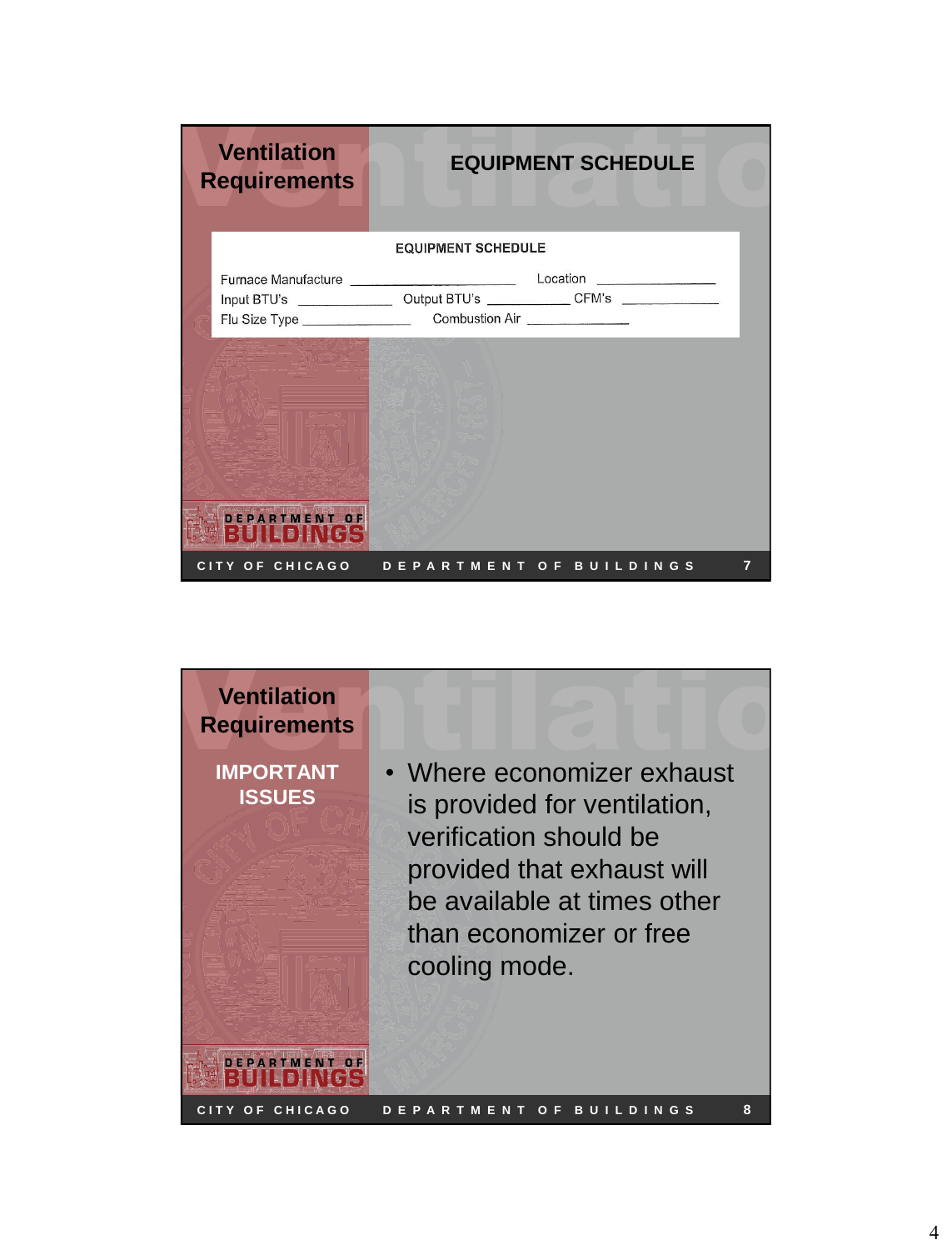## Ventilation Requirements

### EQUIPMENT SCHEDULE

**EQUIPMENT SCHEDULE**

Furnace Manufacture ____________________ Location ______________

Input BTU's ____________ Output BTU's ___________ CFM's ____________

Flu Size Type ______________ Combustion Air ____________

DEPARTMENT OF BUILDINGS

CITY OF CHICAGO DEPARTMENT OF BUILDINGS

## Ventilation Requirements

### IMPORTANT ISSUES

- Where economizer exhaust is provided for ventilation, verification should be provided that exhaust will be available at times other than economizer or free cooling mode.

DEPARTMENT OF BUILDINGS

CITY OF CHICAGO DEPARTMENT OF BUILDINGS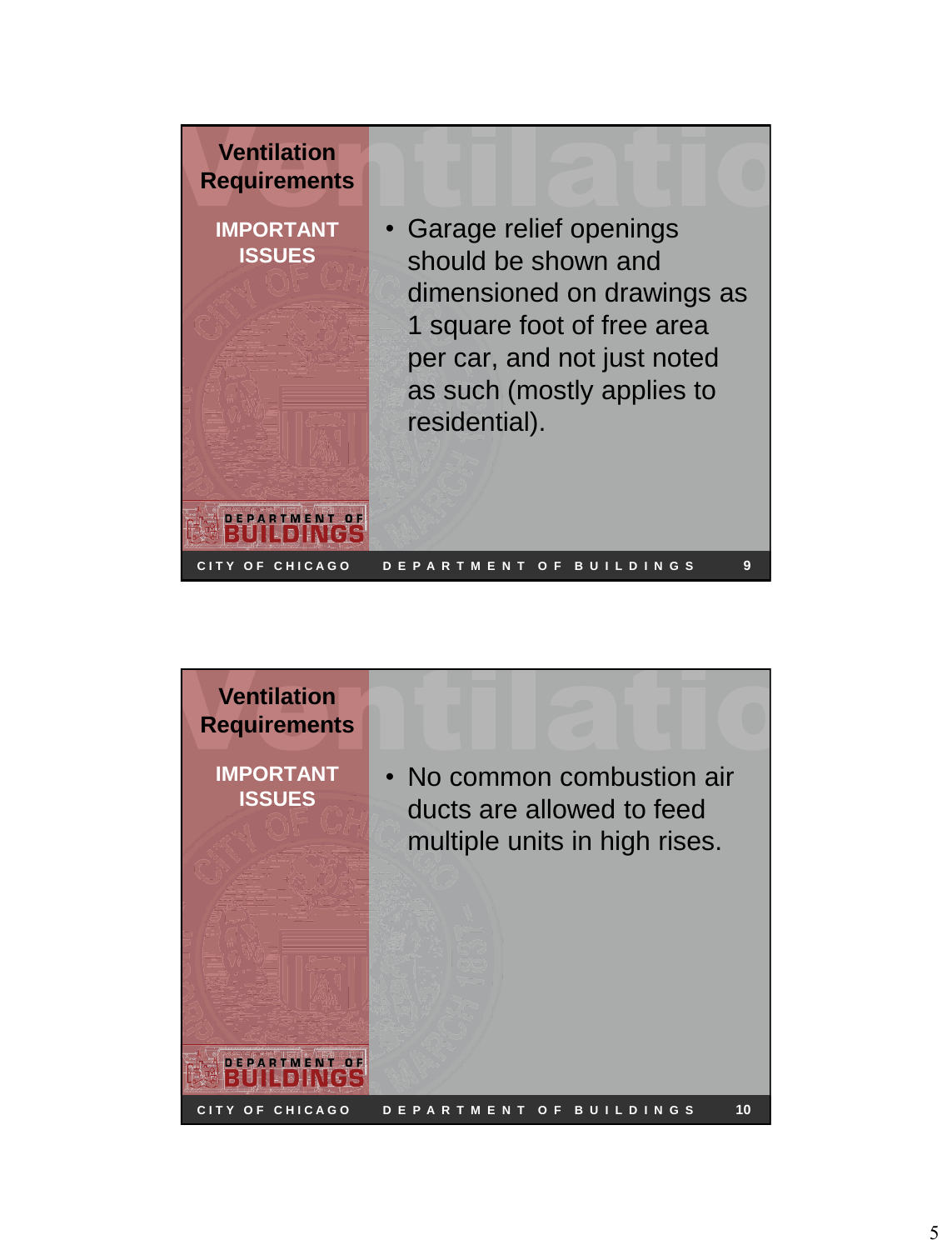## Ventilation Requirements

**IMPORTANT ISSUES**

- Garage relief openings should be shown and dimensioned on drawings as 1 square foot of free area per car, and not just noted as such (mostly applies to residential).

## Ventilation Requirements

**IMPORTANT ISSUES**

- No common combustion air ducts are allowed to feed multiple units in high rises.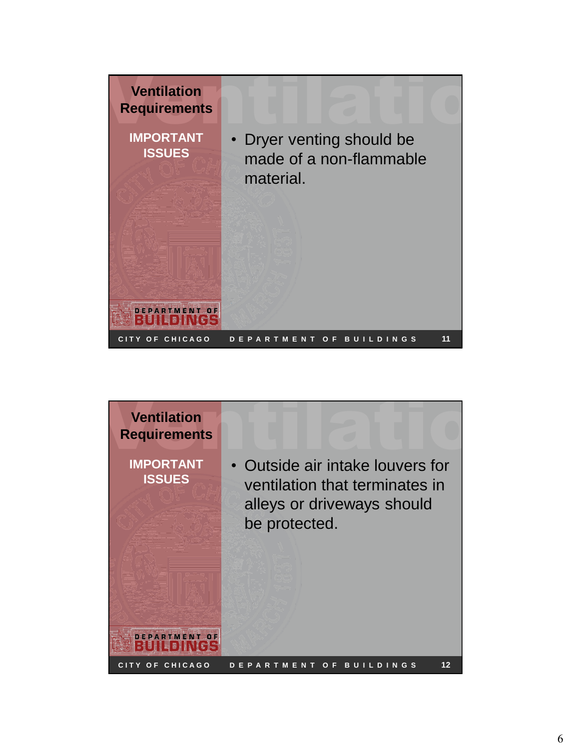## Ventilation Requirements

**IMPORTANT ISSUES**

- Dryer venting should be made of a non-flammable material.

DEPARTMENT OF BUILDINGS

CITY OF CHICAGO DEPARTMENT OF BUILDINGS 11

## Ventilation Requirements

**IMPORTANT ISSUES**

- Outside air intake louvers for ventilation that terminates in alleys or driveways should be protected.

DEPARTMENT OF BUILDINGS

CITY OF CHICAGO DEPARTMENT OF BUILDINGS 12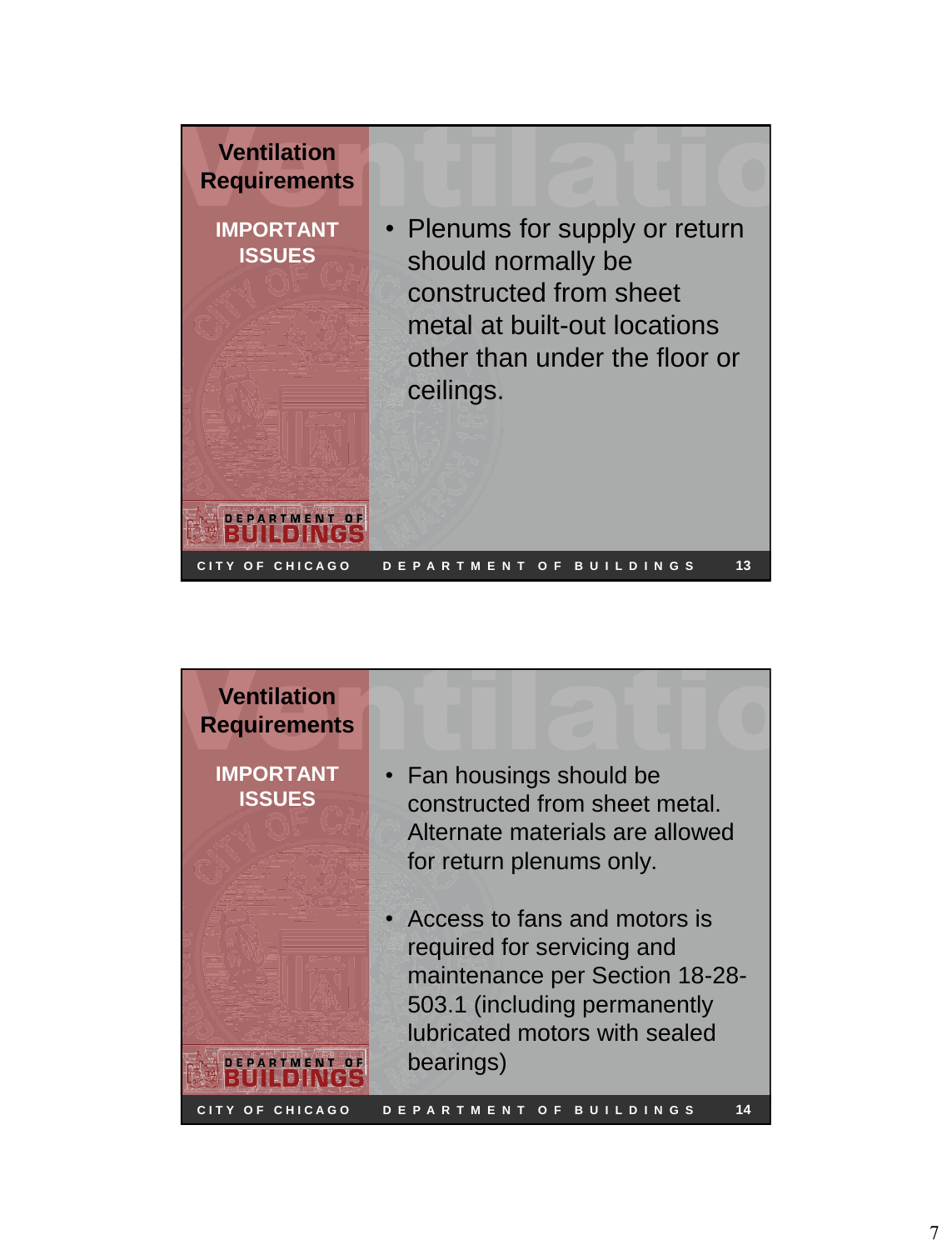## Ventilation Requirements

**IMPORTANT ISSUES**

- Plenums for supply or return should normally be constructed from sheet metal at built-out locations other than under the floor or ceilings.

## Ventilation Requirements

**IMPORTANT ISSUES**

- Fan housings should be constructed from sheet metal. Alternate materials are allowed for return plenums only.
- Access to fans and motors is required for servicing and maintenance per Section 18-28-503.1 (including permanently lubricated motors with sealed bearings)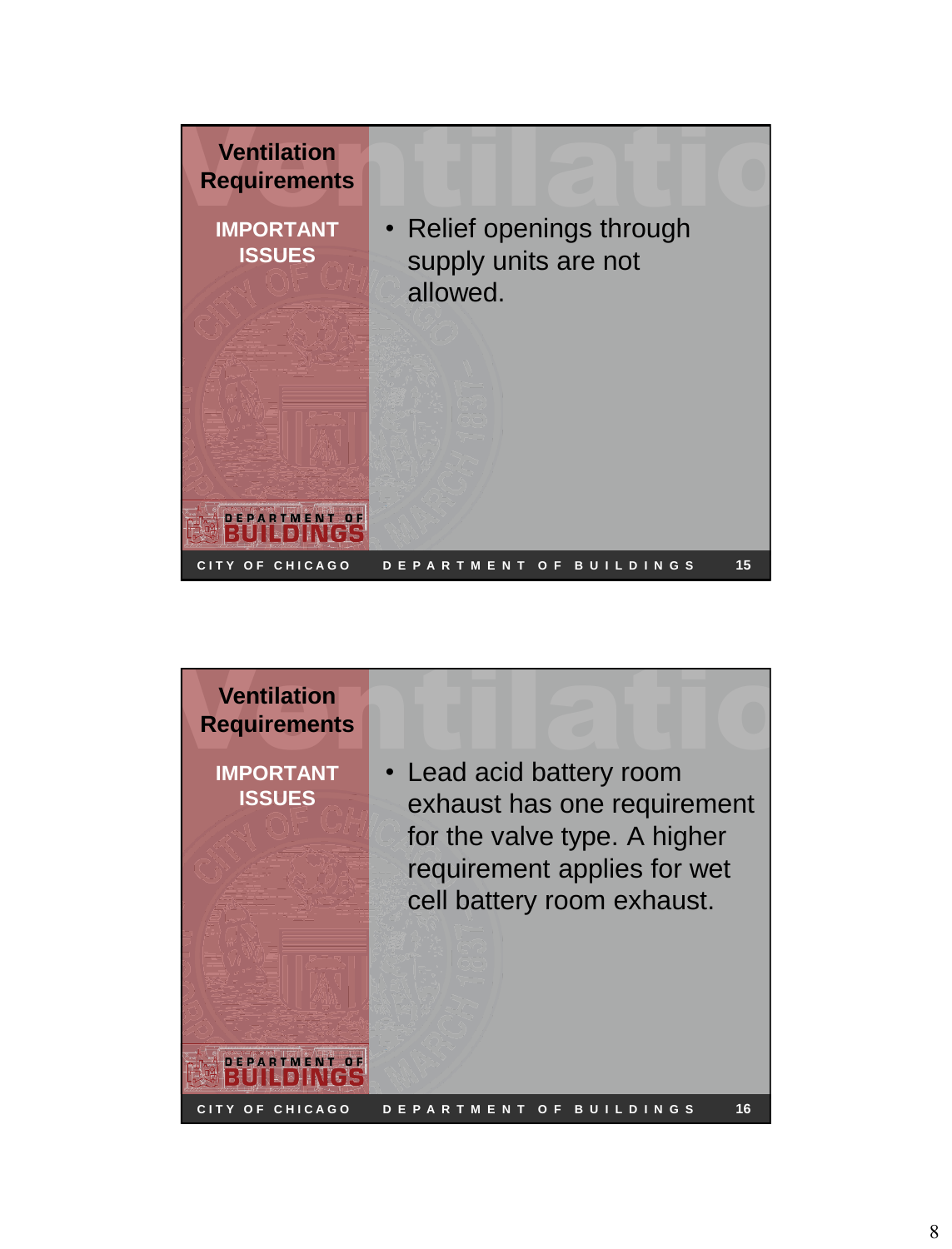## Ventilation Requirements

**IMPORTANT ISSUES**

- Relief openings through supply units are not allowed.

## Ventilation Requirements

**IMPORTANT ISSUES**

- Lead acid battery room exhaust has one requirement for the valve type. A higher requirement applies for wet cell battery room exhaust.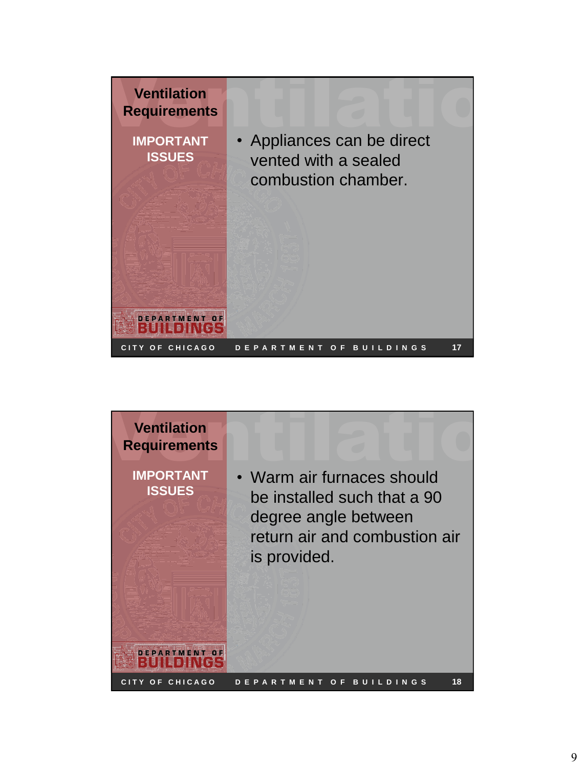## Ventilation Requirements

**IMPORTANT ISSUES**

- Appliances can be direct vented with a sealed combustion chamber.

## Ventilation Requirements

**IMPORTANT ISSUES**

- Warm air furnaces should be installed such that a 90 degree angle between return air and combustion air is provided.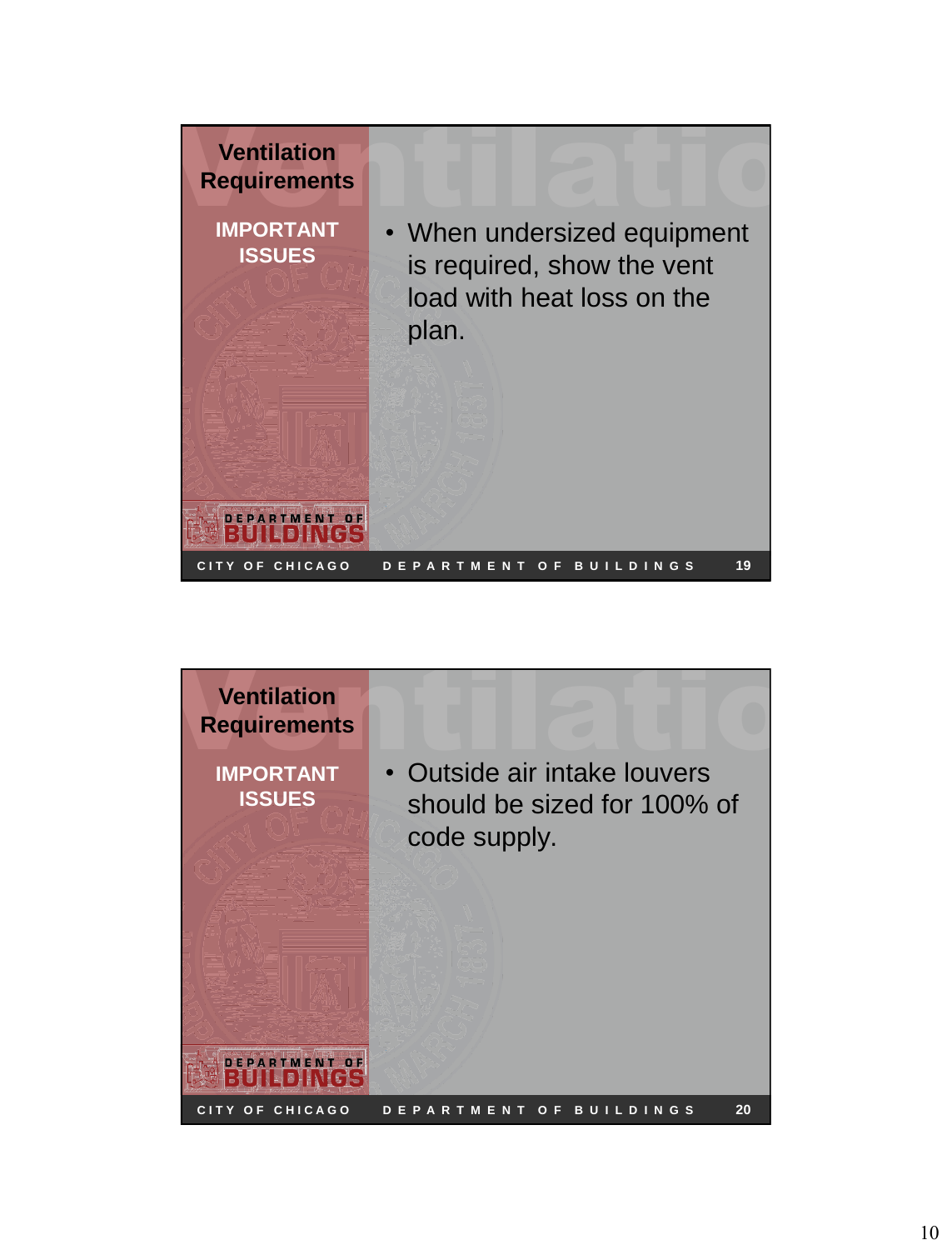## Ventilation Requirements

**IMPORTANT ISSUES**

- When undersized equipment is required, show the vent load with heat loss on the plan.

## Ventilation Requirements

**IMPORTANT ISSUES**

- Outside air intake louvers should be sized for 100% of code supply.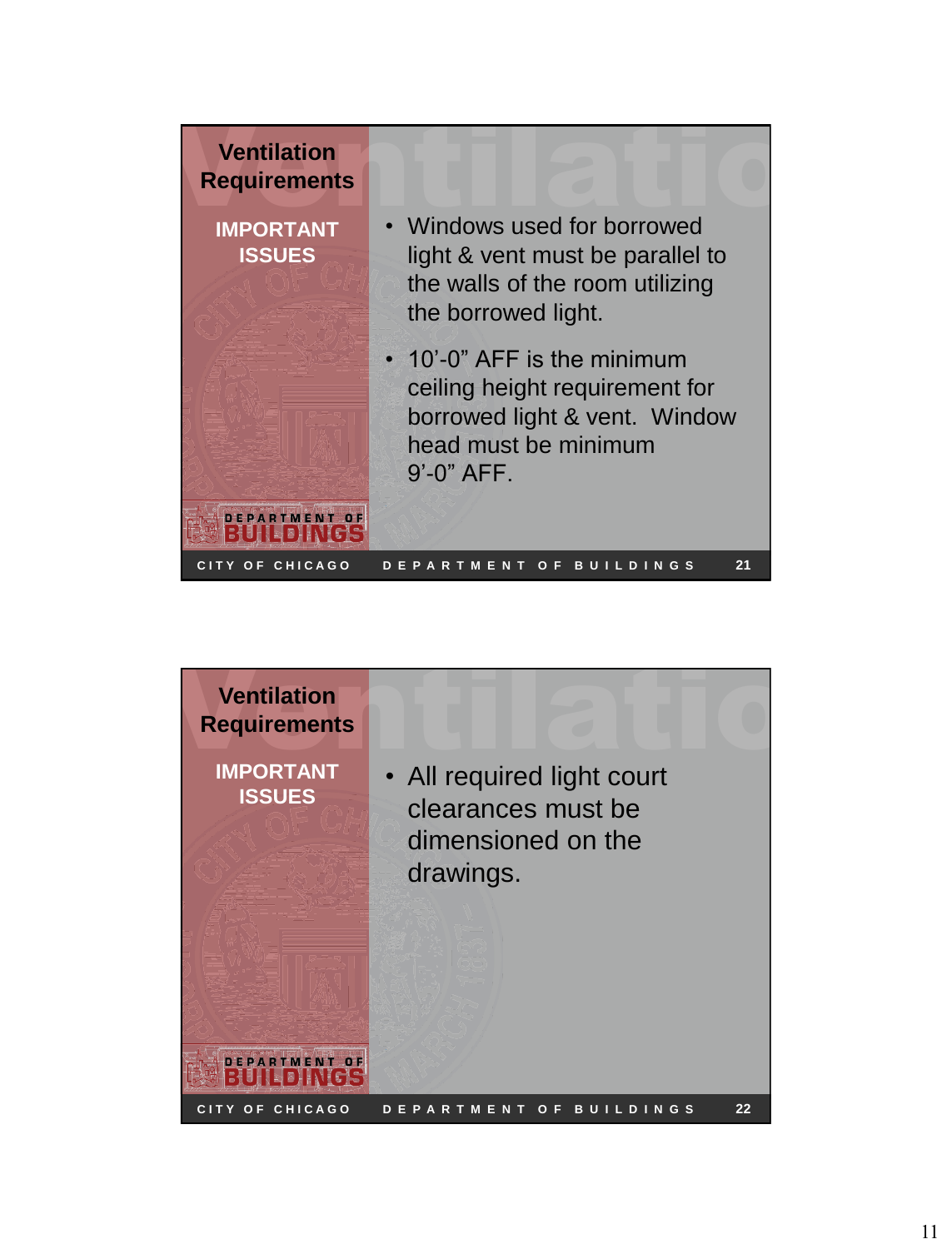## Ventilation Requirements

### IMPORTANT ISSUES

- Windows used for borrowed light & vent must be parallel to the walls of the room utilizing the borrowed light.
- 10'-0" AFF is the minimum ceiling height requirement for borrowed light & vent. Window head must be minimum 9'-0" AFF.

## Ventilation Requirements

### IMPORTANT ISSUES

- All required light court clearances must be dimensioned on the drawings.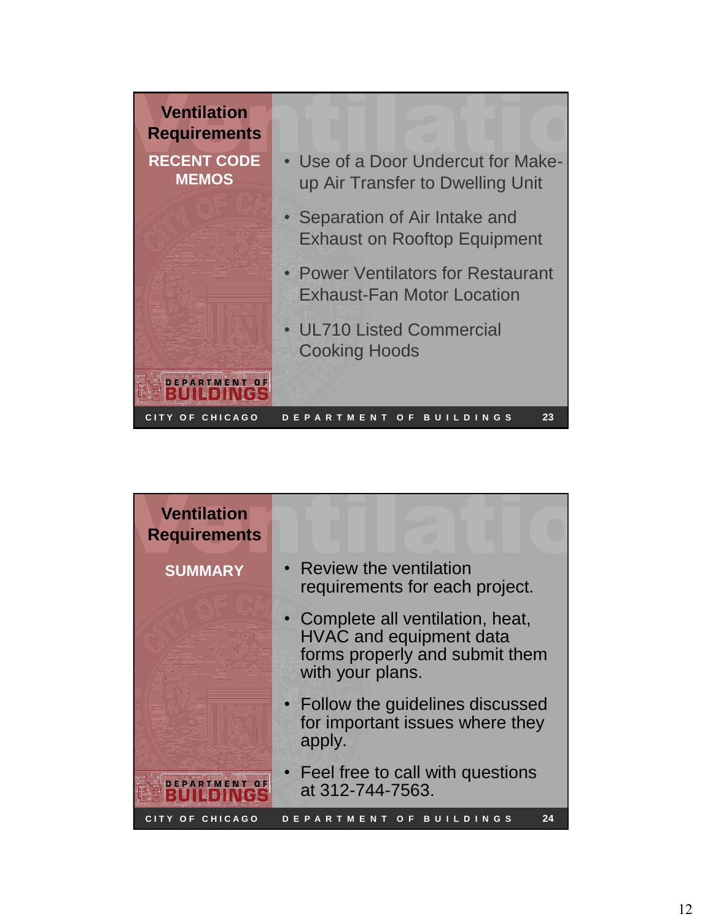## Ventilation Requirements

### RECENT CODE MEMOS

- Use of a Door Undercut for Make-up Air Transfer to Dwelling Unit
- Separation of Air Intake and Exhaust on Rooftop Equipment
- Power Ventilators for Restaurant Exhaust-Fan Motor Location
- UL710 Listed Commercial Cooking Hoods

## Ventilation Requirements

### SUMMARY

- Review the ventilation requirements for each project.
- Complete all ventilation, heat, HVAC and equipment data forms properly and submit them with your plans.
- Follow the guidelines discussed for important issues where they apply.
- Feel free to call with questions at 312-744-7563.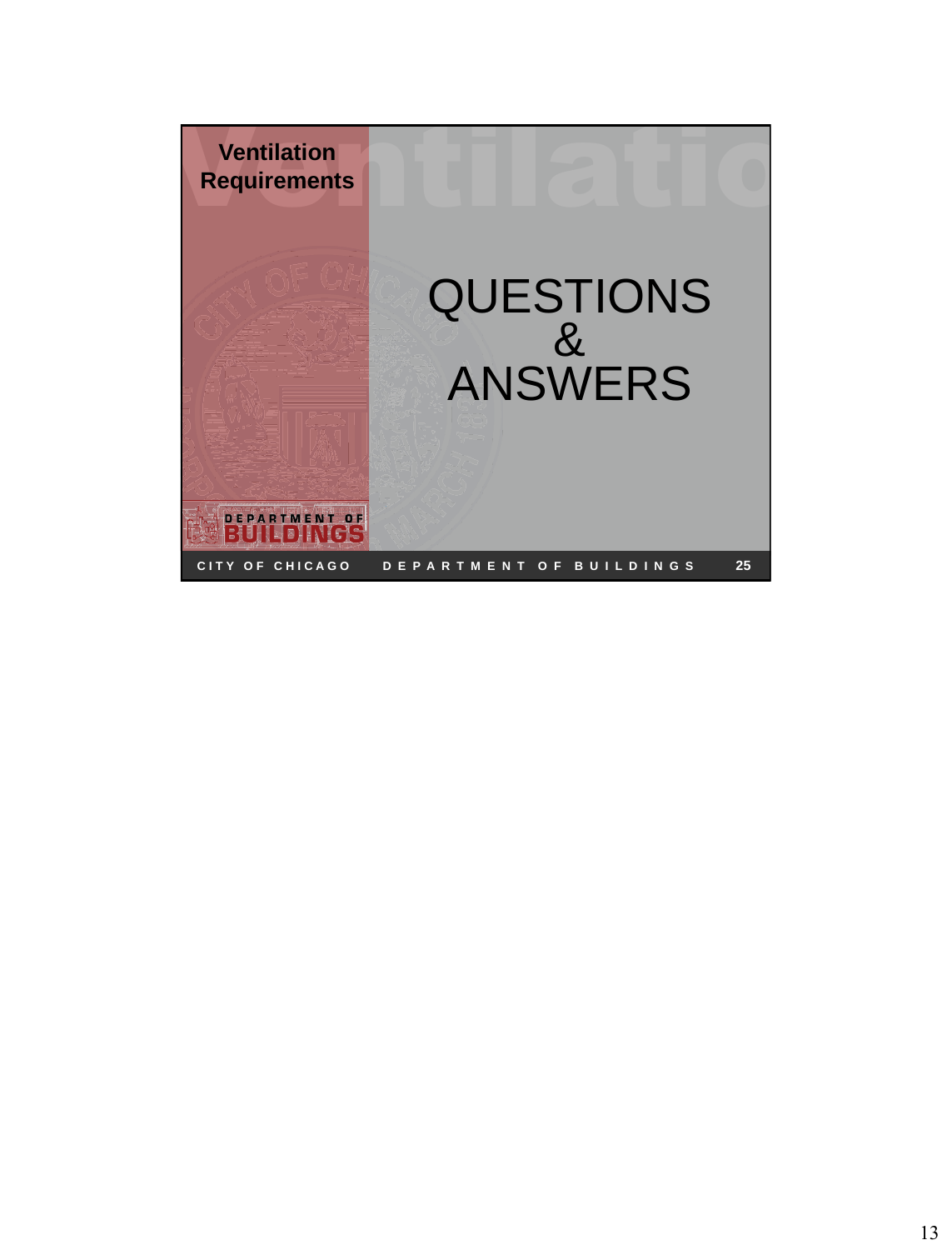**Ventilation Requirements**

# QUESTIONS & ANSWERS

CITY OF CHICAGO DEPARTMENT OF BUILDINGS 25